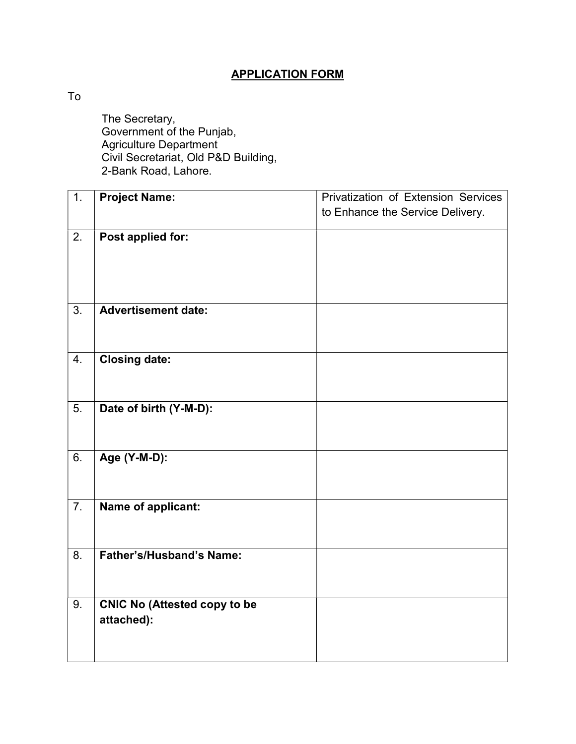## APPLICATION FORM

To

The Secretary,
Government of the Punjab,
Agriculture Department
Civil Secretariat, Old P&D Building,
2-Bank Road, Lahore.

| | | |
|---|---|---|
| 1. | **Project Name:** | Privatization of Extension Services to Enhance the Service Delivery. |
| 2. | **Post applied for:** | |
| 3. | **Advertisement date:** | |
| 4. | **Closing date:** | |
| 5. | **Date of birth (Y-M-D):** | |
| 6. | **Age (Y-M-D):** | |
| 7. | **Name of applicant:** | |
| 8. | **Father's/Husband's Name:** | |
| 9. | **CNIC No (Attested copy to be attached):** | |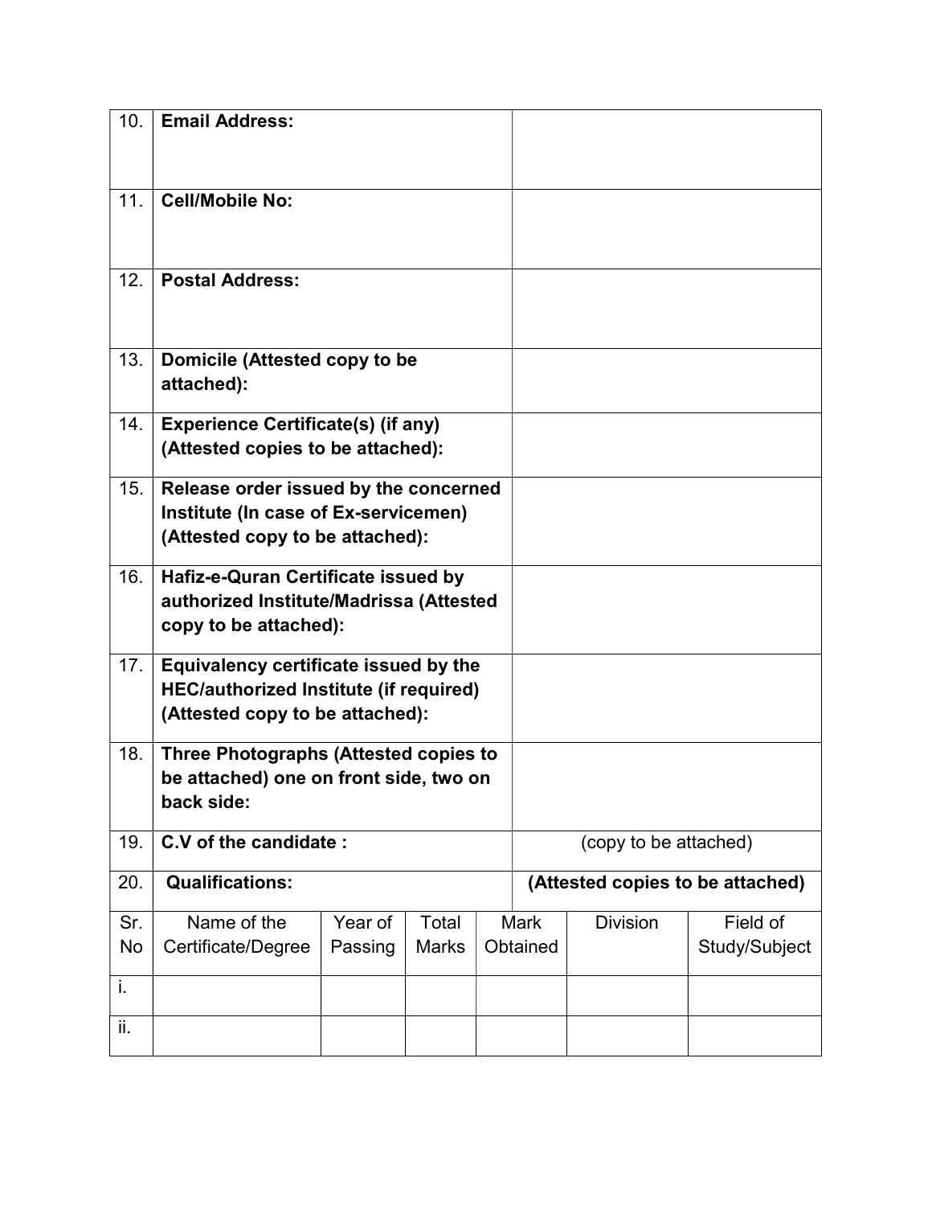| | | |
|---|---|---|
| 10. | **Email Address:** | |
| 11. | **Cell/Mobile No:** | |
| 12. | **Postal Address:** | |
| 13. | **Domicile (Attested copy to be attached):** | |
| 14. | **Experience Certificate(s) (if any) (Attested copies to be attached):** | |
| 15. | **Release order issued by the concerned Institute (In case of Ex-servicemen) (Attested copy to be attached):** | |
| 16. | **Hafiz-e-Quran Certificate issued by authorized Institute/Madrissa (Attested copy to be attached):** | |
| 17. | **Equivalency certificate issued by the HEC/authorized Institute (if required) (Attested copy to be attached):** | |
| 18. | **Three Photographs (Attested copies to be attached) one on front side, two on back side:** | |
| 19. | **C.V of the candidate :** | (copy to be attached) |
| 20. | **Qualifications:** | **(Attested copies to be attached)** |

| Sr. No | Name of the Certificate/Degree | Year of Passing | Total Marks | Mark Obtained | Division | Field of Study/Subject |
|---|---|---|---|---|---|---|
| i. | | | | | | |
| ii. | | | | | | |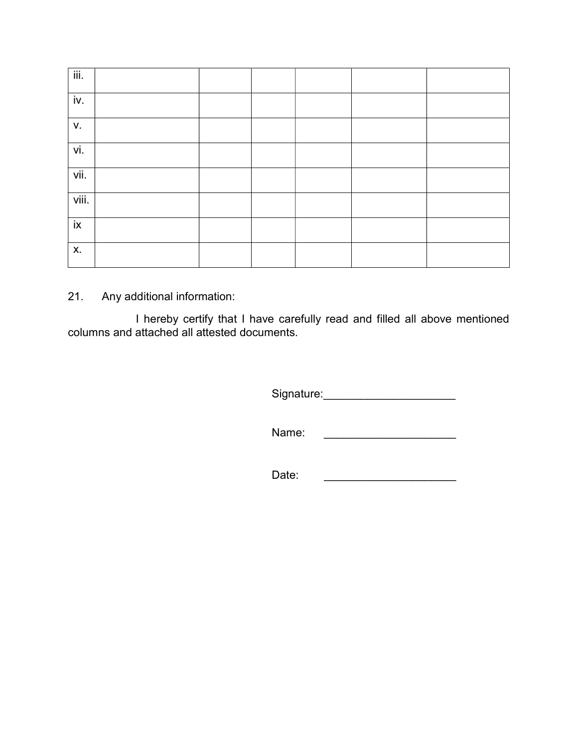| | | | | | | |
|---|---|---|---|---|---|---|
| iii. | | | | | | |
| iv. | | | | | | |
| v. | | | | | | |
| vi. | | | | | | |
| vii. | | | | | | |
| viii. | | | | | | |
| ix | | | | | | |
| x. | | | | | | |

21. Any additional information:

I hereby certify that I have carefully read and filled all above mentioned columns and attached all attested documents.

Signature:_____________________

Name: _____________________

Date: _____________________